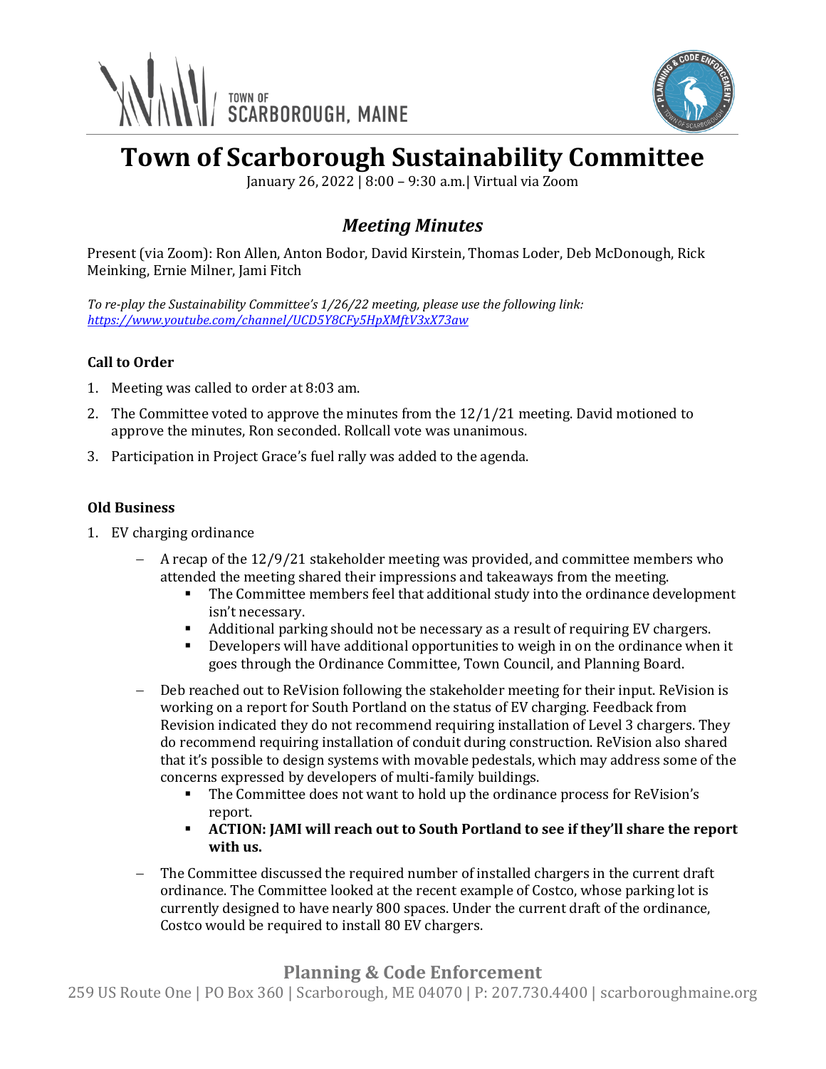# Town of Scarborough Sustainability Committee

January 26, 2022 | 8:00 – 9:30 a.m.| Virtual via Zoom

## *Meeting Minutes*

Present (via Zoom): Ron Allen, Anton Bodor, David Kirstein, Thomas Loder, Deb McDonough, Rick Meinking, Ernie Milner, Jami Fitch

*To re-play the Sustainability Committee's 1/26/22 meeting, please use the following link: [https://www.youtube.com/channel/UCD5Y8CFy5HpXMftV3xX73aw](https://www.youtube.com/channel/UCD5Y8CFy5HpXMftV3xX73aw)*

### Call to Order

1. Meeting was called to order at 8:03 am.
2. The Committee voted to approve the minutes from the 12/1/21 meeting. David motioned to approve the minutes, Ron seconded. Rollcall vote was unanimous.
3. Participation in Project Grace's fuel rally was added to the agenda.

### Old Business

1. EV charging ordinance
   - A recap of the 12/9/21 stakeholder meeting was provided, and committee members who attended the meeting shared their impressions and takeaways from the meeting.
     - The Committee members feel that additional study into the ordinance development isn't necessary.
     - Additional parking should not be necessary as a result of requiring EV chargers.
     - Developers will have additional opportunities to weigh in on the ordinance when it goes through the Ordinance Committee, Town Council, and Planning Board.
   - Deb reached out to ReVision following the stakeholder meeting for their input. ReVision is working on a report for South Portland on the status of EV charging. Feedback from Revision indicated they do not recommend requiring installation of Level 3 chargers. They do recommend requiring installation of conduit during construction. ReVision also shared that it's possible to design systems with movable pedestals, which may address some of the concerns expressed by developers of multi-family buildings.
     - The Committee does not want to hold up the ordinance process for ReVision's report.
     - **ACTION: JAMI will reach out to South Portland to see if they'll share the report with us.**
   - The Committee discussed the required number of installed chargers in the current draft ordinance. The Committee looked at the recent example of Costco, whose parking lot is currently designed to have nearly 800 spaces. Under the current draft of the ordinance, Costco would be required to install 80 EV chargers.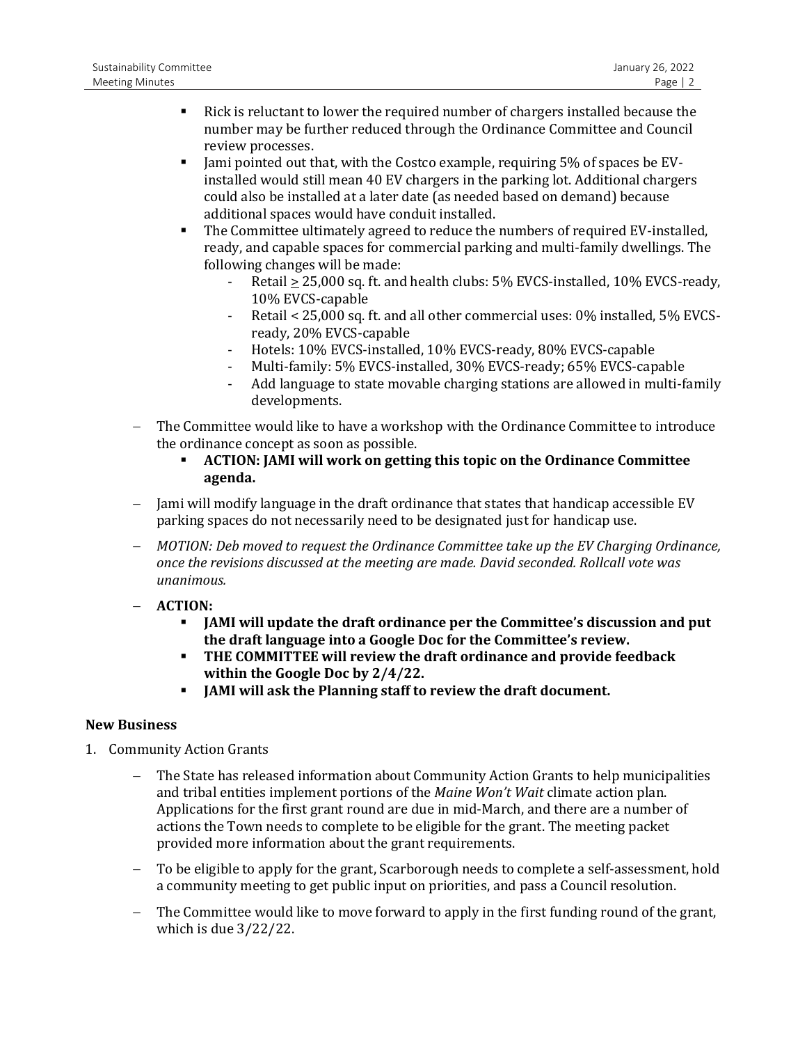- Rick is reluctant to lower the required number of chargers installed because the number may be further reduced through the Ordinance Committee and Council review processes.
  - Jami pointed out that, with the Costco example, requiring 5% of spaces be EV-installed would still mean 40 EV chargers in the parking lot. Additional chargers could also be installed at a later date (as needed based on demand) because additional spaces would have conduit installed.
  - The Committee ultimately agreed to reduce the numbers of required EV-installed, ready, and capable spaces for commercial parking and multi-family dwellings. The following changes will be made:
    - Retail ≥ 25,000 sq. ft. and health clubs: 5% EVCS-installed, 10% EVCS-ready, 10% EVCS-capable
    - Retail < 25,000 sq. ft. and all other commercial uses: 0% installed, 5% EVCS-ready, 20% EVCS-capable
    - Hotels: 10% EVCS-installed, 10% EVCS-ready, 80% EVCS-capable
    - Multi-family: 5% EVCS-installed, 30% EVCS-ready; 65% EVCS-capable
    - Add language to state movable charging stations are allowed in multi-family developments.
- The Committee would like to have a workshop with the Ordinance Committee to introduce the ordinance concept as soon as possible.
  - **ACTION: JAMI will work on getting this topic on the Ordinance Committee agenda.**
- Jami will modify language in the draft ordinance that states that handicap accessible EV parking spaces do not necessarily need to be designated just for handicap use.
- *MOTION: Deb moved to request the Ordinance Committee take up the EV Charging Ordinance, once the revisions discussed at the meeting are made. David seconded. Rollcall vote was unanimous.*
- **ACTION:**
  - **JAMI will update the draft ordinance per the Committee's discussion and put the draft language into a Google Doc for the Committee's review.**
  - **THE COMMITTEE will review the draft ordinance and provide feedback within the Google Doc by 2/4/22.**
  - **JAMI will ask the Planning staff to review the draft document.**

**New Business**

1. Community Action Grants
   - The State has released information about Community Action Grants to help municipalities and tribal entities implement portions of the *Maine Won't Wait* climate action plan. Applications for the first grant round are due in mid-March, and there are a number of actions the Town needs to complete to be eligible for the grant. The meeting packet provided more information about the grant requirements.
   - To be eligible to apply for the grant, Scarborough needs to complete a self-assessment, hold a community meeting to get public input on priorities, and pass a Council resolution.
   - The Committee would like to move forward to apply in the first funding round of the grant, which is due 3/22/22.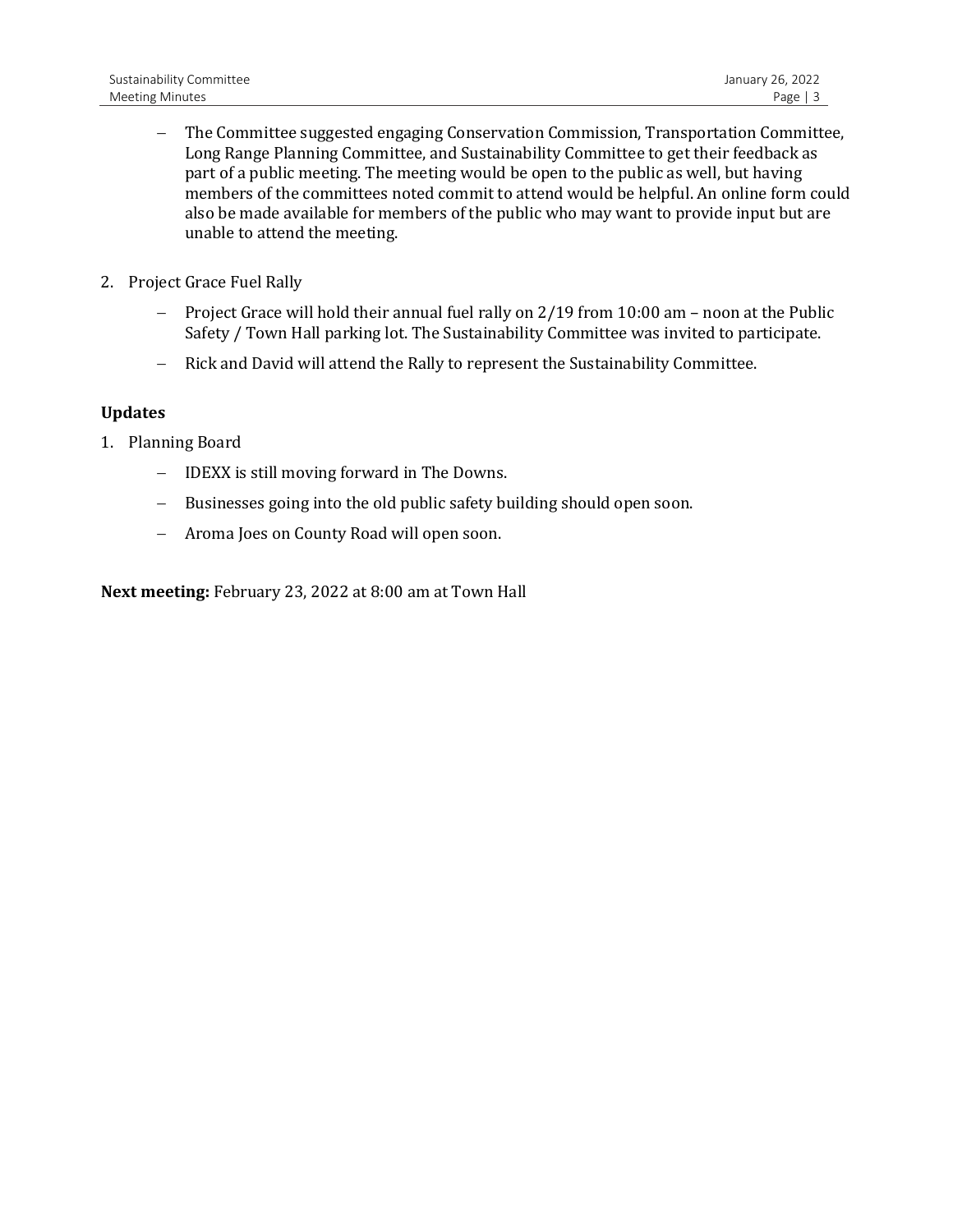- The Committee suggested engaging Conservation Commission, Transportation Committee, Long Range Planning Committee, and Sustainability Committee to get their feedback as part of a public meeting. The meeting would be open to the public as well, but having members of the committees noted commit to attend would be helpful. An online form could also be made available for members of the public who may want to provide input but are unable to attend the meeting.

2. Project Grace Fuel Rally

   - Project Grace will hold their annual fuel rally on 2/19 from 10:00 am – noon at the Public Safety / Town Hall parking lot. The Sustainability Committee was invited to participate.
   - Rick and David will attend the Rally to represent the Sustainability Committee.

### Updates

1. Planning Board

   - IDEXX is still moving forward in The Downs.
   - Businesses going into the old public safety building should open soon.
   - Aroma Joes on County Road will open soon.

**Next meeting:** February 23, 2022 at 8:00 am at Town Hall